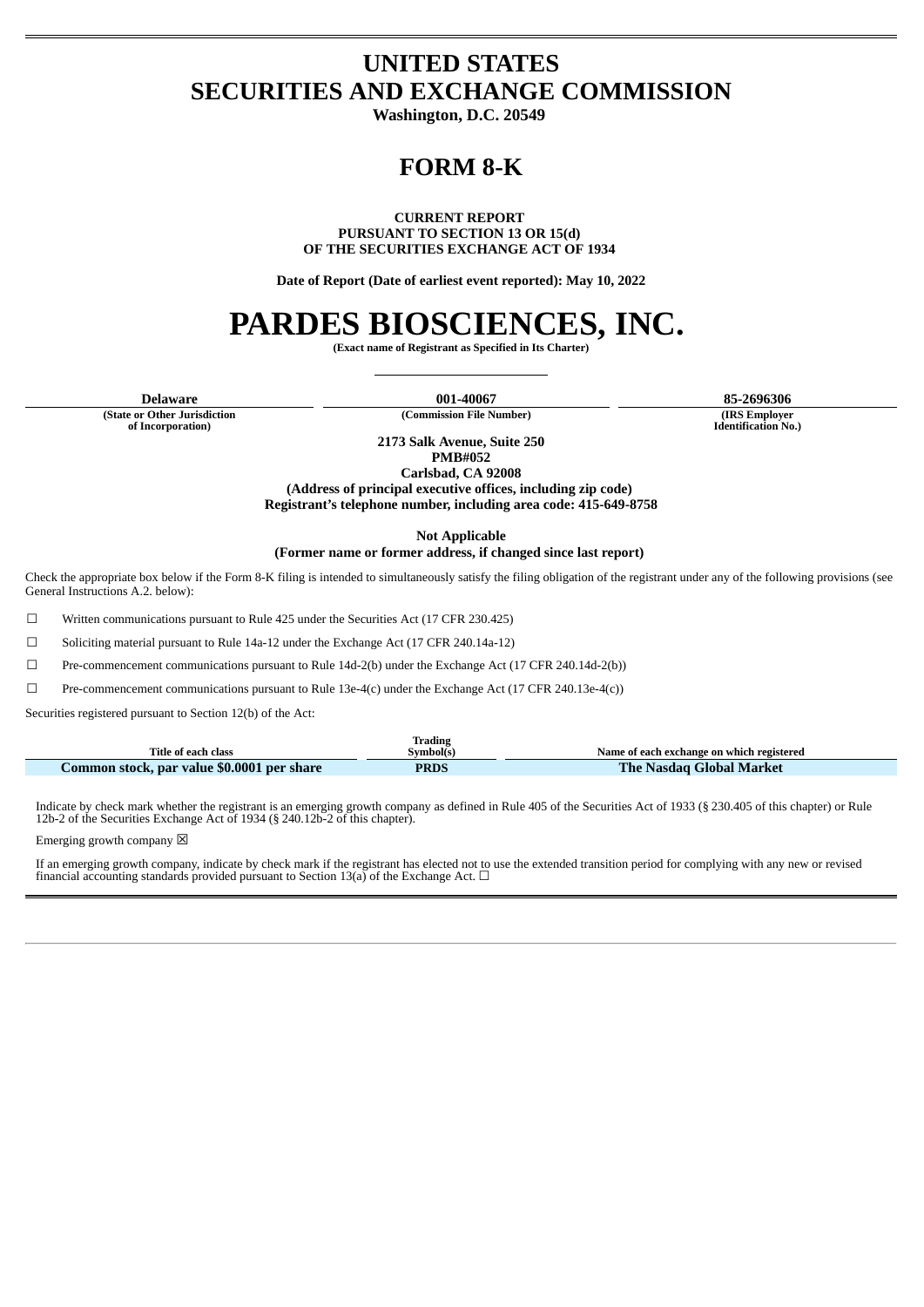# UNITED STATES
# SECURITIES AND EXCHANGE COMMISSION

**Washington, D.C. 20549**

# FORM 8-K

**CURRENT REPORT**
**PURSUANT TO SECTION 13 OR 15(d)**
**OF THE SECURITIES EXCHANGE ACT OF 1934**

**Date of Report (Date of earliest event reported): May 10, 2022**

# PARDES BIOSCIENCES, INC.

**(Exact name of Registrant as Specified in Its Charter)**

| Delaware | 001-40067 | 85-2696306 |
|---|---|---|
| (State or Other Jurisdiction of Incorporation) | (Commission File Number) | (IRS Employer Identification No.) |

**2173 Salk Avenue, Suite 250**
**PMB#052**
**Carlsbad, CA 92008**
**(Address of principal executive offices, including zip code)**
**Registrant's telephone number, including area code: 415-649-8758**

**Not Applicable**
**(Former name or former address, if changed since last report)**

Check the appropriate box below if the Form 8-K filing is intended to simultaneously satisfy the filing obligation of the registrant under any of the following provisions (see General Instructions A.2. below):

☐ Written communications pursuant to Rule 425 under the Securities Act (17 CFR 230.425)

☐ Soliciting material pursuant to Rule 14a-12 under the Exchange Act (17 CFR 240.14a-12)

☐ Pre-commencement communications pursuant to Rule 14d-2(b) under the Exchange Act (17 CFR 240.14d-2(b))

☐ Pre-commencement communications pursuant to Rule 13e-4(c) under the Exchange Act (17 CFR 240.13e-4(c))

Securities registered pursuant to Section 12(b) of the Act:

| Title of each class | Trading Symbol(s) | Name of each exchange on which registered |
|---|---|---|
| **Common stock, par value $0.0001 per share** | **PRDS** | **The Nasdaq Global Market** |

Indicate by check mark whether the registrant is an emerging growth company as defined in Rule 405 of the Securities Act of 1933 (§ 230.405 of this chapter) or Rule 12b-2 of the Securities Exchange Act of 1934 (§ 240.12b-2 of this chapter).

Emerging growth company ☒

If an emerging growth company, indicate by check mark if the registrant has elected not to use the extended transition period for complying with any new or revised financial accounting standards provided pursuant to Section 13(a) of the Exchange Act. ☐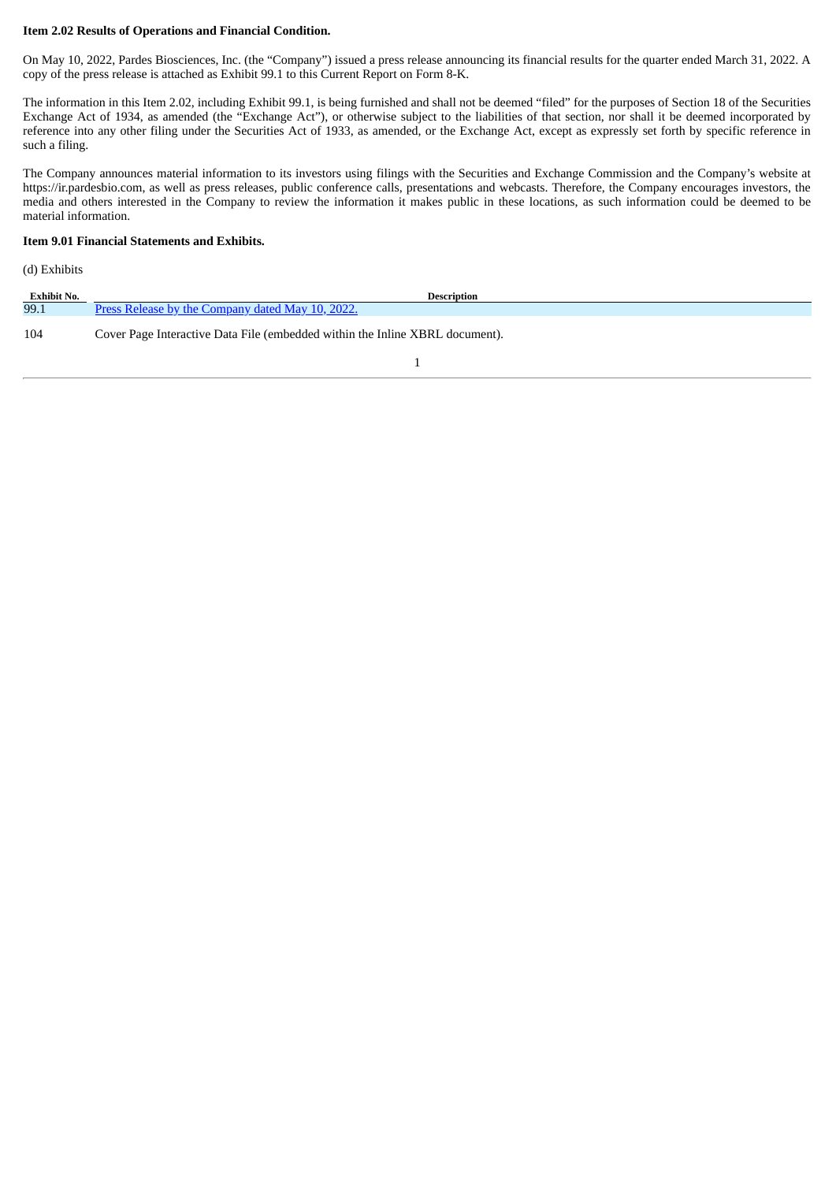**Item 2.02 Results of Operations and Financial Condition.**

On May 10, 2022, Pardes Biosciences, Inc. (the "Company") issued a press release announcing its financial results for the quarter ended March 31, 2022. A copy of the press release is attached as Exhibit 99.1 to this Current Report on Form 8-K.

The information in this Item 2.02, including Exhibit 99.1, is being furnished and shall not be deemed "filed" for the purposes of Section 18 of the Securities Exchange Act of 1934, as amended (the "Exchange Act"), or otherwise subject to the liabilities of that section, nor shall it be deemed incorporated by reference into any other filing under the Securities Act of 1933, as amended, or the Exchange Act, except as expressly set forth by specific reference in such a filing.

The Company announces material information to its investors using filings with the Securities and Exchange Commission and the Company's website at https://ir.pardesbio.com, as well as press releases, public conference calls, presentations and webcasts. Therefore, the Company encourages investors, the media and others interested in the Company to review the information it makes public in these locations, as such information could be deemed to be material information.

**Item 9.01 Financial Statements and Exhibits.**

(d) Exhibits

| Exhibit No. | Description |
|---|---|
| 99.1 | Press Release by the Company dated May 10, 2022. |
| 104 | Cover Page Interactive Data File (embedded within the Inline XBRL document). |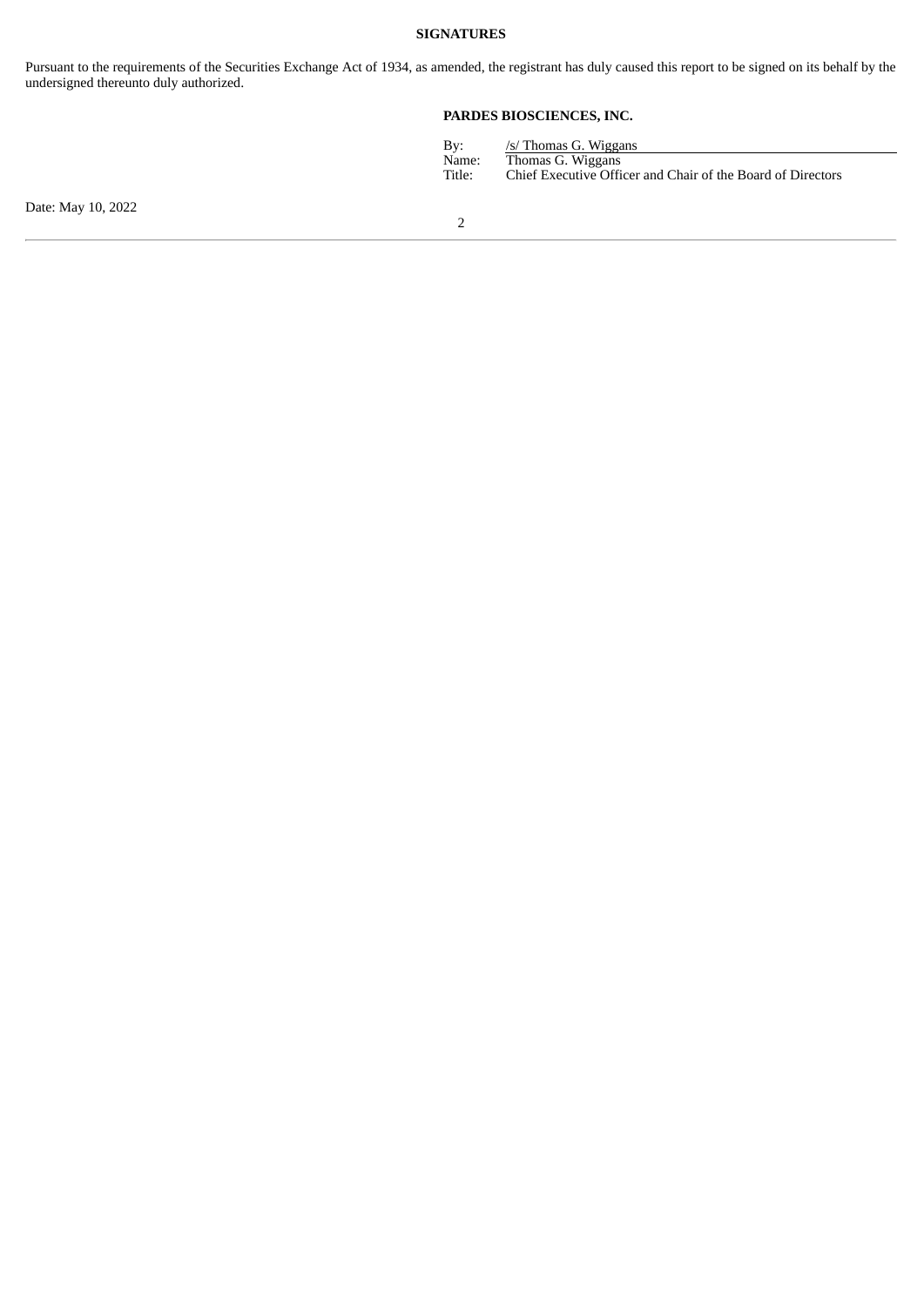**SIGNATURES**

Pursuant to the requirements of the Securities Exchange Act of 1934, as amended, the registrant has duly caused this report to be signed on its behalf by the undersigned thereunto duly authorized.

**PARDES BIOSCIENCES, INC.**

| | |
|---|---|
| By: | /s/ Thomas G. Wiggans |
| Name: | Thomas G. Wiggans |
| Title: | Chief Executive Officer and Chair of the Board of Directors |

Date: May 10, 2022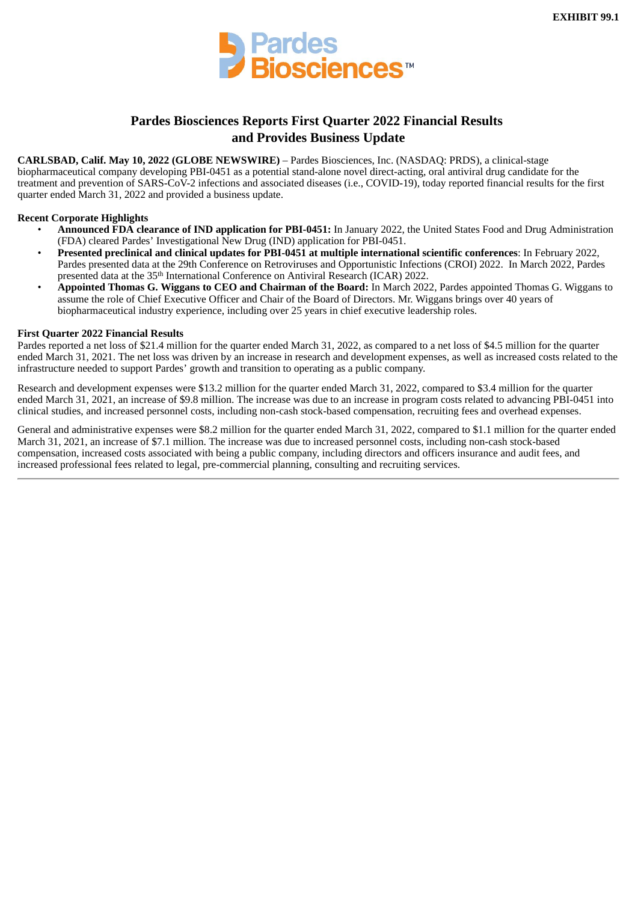EXHIBIT 99.1

# Pardes Biosciences Reports First Quarter 2022 Financial Results and Provides Business Update

**CARLSBAD, Calif. May 10, 2022 (GLOBE NEWSWIRE)** – Pardes Biosciences, Inc. (NASDAQ: PRDS), a clinical-stage biopharmaceutical company developing PBI-0451 as a potential stand-alone novel direct-acting, oral antiviral drug candidate for the treatment and prevention of SARS-CoV-2 infections and associated diseases (i.e., COVID-19), today reported financial results for the first quarter ended March 31, 2022 and provided a business update.

**Recent Corporate Highlights**

- **Announced FDA clearance of IND application for PBI-0451:** In January 2022, the United States Food and Drug Administration (FDA) cleared Pardes' Investigational New Drug (IND) application for PBI-0451.
- **Presented preclinical and clinical updates for PBI-0451 at multiple international scientific conferences**: In February 2022, Pardes presented data at the 29th Conference on Retroviruses and Opportunistic Infections (CROI) 2022. In March 2022, Pardes presented data at the 35th International Conference on Antiviral Research (ICAR) 2022.
- **Appointed Thomas G. Wiggans to CEO and Chairman of the Board:** In March 2022, Pardes appointed Thomas G. Wiggans to assume the role of Chief Executive Officer and Chair of the Board of Directors. Mr. Wiggans brings over 40 years of biopharmaceutical industry experience, including over 25 years in chief executive leadership roles.

**First Quarter 2022 Financial Results**

Pardes reported a net loss of $21.4 million for the quarter ended March 31, 2022, as compared to a net loss of $4.5 million for the quarter ended March 31, 2021. The net loss was driven by an increase in research and development expenses, as well as increased costs related to the infrastructure needed to support Pardes' growth and transition to operating as a public company.

Research and development expenses were $13.2 million for the quarter ended March 31, 2022, compared to $3.4 million for the quarter ended March 31, 2021, an increase of $9.8 million. The increase was due to an increase in program costs related to advancing PBI-0451 into clinical studies, and increased personnel costs, including non-cash stock-based compensation, recruiting fees and overhead expenses.

General and administrative expenses were $8.2 million for the quarter ended March 31, 2022, compared to $1.1 million for the quarter ended March 31, 2021, an increase of $7.1 million. The increase was due to increased personnel costs, including non-cash stock-based compensation, increased costs associated with being a public company, including directors and officers insurance and audit fees, and increased professional fees related to legal, pre-commercial planning, consulting and recruiting services.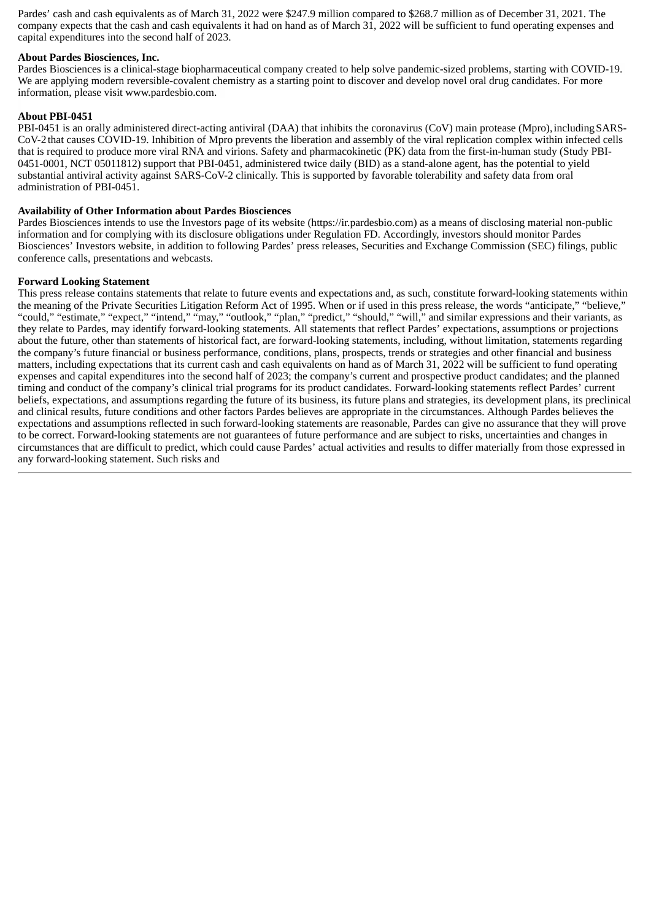Pardes' cash and cash equivalents as of March 31, 2022 were $247.9 million compared to $268.7 million as of December 31, 2021. The company expects that the cash and cash equivalents it had on hand as of March 31, 2022 will be sufficient to fund operating expenses and capital expenditures into the second half of 2023.

**About Pardes Biosciences, Inc.**

Pardes Biosciences is a clinical-stage biopharmaceutical company created to help solve pandemic-sized problems, starting with COVID-19. We are applying modern reversible-covalent chemistry as a starting point to discover and develop novel oral drug candidates. For more information, please visit www.pardesbio.com.

**About PBI-0451**

PBI-0451 is an orally administered direct-acting antiviral (DAA) that inhibits the coronavirus (CoV) main protease (Mpro), including SARS-CoV-2 that causes COVID-19. Inhibition of Mpro prevents the liberation and assembly of the viral replication complex within infected cells that is required to produce more viral RNA and virions. Safety and pharmacokinetic (PK) data from the first-in-human study (Study PBI-0451-0001, NCT 05011812) support that PBI-0451, administered twice daily (BID) as a stand-alone agent, has the potential to yield substantial antiviral activity against SARS-CoV-2 clinically. This is supported by favorable tolerability and safety data from oral administration of PBI-0451.

**Availability of Other Information about Pardes Biosciences**

Pardes Biosciences intends to use the Investors page of its website (https://ir.pardesbio.com) as a means of disclosing material non-public information and for complying with its disclosure obligations under Regulation FD. Accordingly, investors should monitor Pardes Biosciences' Investors website, in addition to following Pardes' press releases, Securities and Exchange Commission (SEC) filings, public conference calls, presentations and webcasts.

**Forward Looking Statement**

This press release contains statements that relate to future events and expectations and, as such, constitute forward-looking statements within the meaning of the Private Securities Litigation Reform Act of 1995. When or if used in this press release, the words "anticipate," "believe," "could," "estimate," "expect," "intend," "may," "outlook," "plan," "predict," "should," "will," and similar expressions and their variants, as they relate to Pardes, may identify forward-looking statements. All statements that reflect Pardes' expectations, assumptions or projections about the future, other than statements of historical fact, are forward-looking statements, including, without limitation, statements regarding the company's future financial or business performance, conditions, plans, prospects, trends or strategies and other financial and business matters, including expectations that its current cash and cash equivalents on hand as of March 31, 2022 will be sufficient to fund operating expenses and capital expenditures into the second half of 2023; the company's current and prospective product candidates; and the planned timing and conduct of the company's clinical trial programs for its product candidates. Forward-looking statements reflect Pardes' current beliefs, expectations, and assumptions regarding the future of its business, its future plans and strategies, its development plans, its preclinical and clinical results, future conditions and other factors Pardes believes are appropriate in the circumstances. Although Pardes believes the expectations and assumptions reflected in such forward-looking statements are reasonable, Pardes can give no assurance that they will prove to be correct. Forward-looking statements are not guarantees of future performance and are subject to risks, uncertainties and changes in circumstances that are difficult to predict, which could cause Pardes' actual activities and results to differ materially from those expressed in any forward-looking statement. Such risks and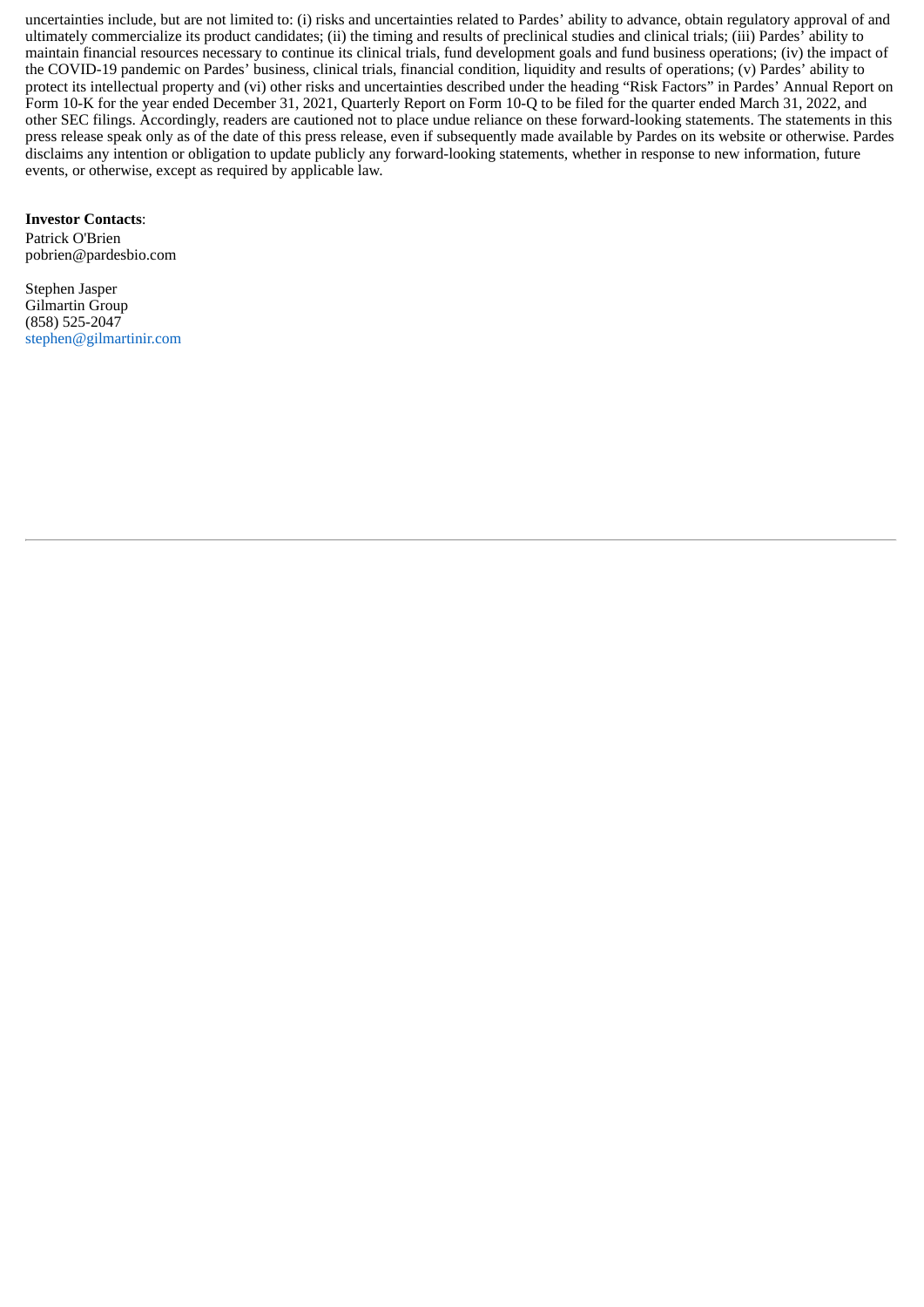uncertainties include, but are not limited to: (i) risks and uncertainties related to Pardes' ability to advance, obtain regulatory approval of and ultimately commercialize its product candidates; (ii) the timing and results of preclinical studies and clinical trials; (iii) Pardes' ability to maintain financial resources necessary to continue its clinical trials, fund development goals and fund business operations; (iv) the impact of the COVID-19 pandemic on Pardes' business, clinical trials, financial condition, liquidity and results of operations; (v) Pardes' ability to protect its intellectual property and (vi) other risks and uncertainties described under the heading "Risk Factors" in Pardes' Annual Report on Form 10-K for the year ended December 31, 2021, Quarterly Report on Form 10-Q to be filed for the quarter ended March 31, 2022, and other SEC filings. Accordingly, readers are cautioned not to place undue reliance on these forward-looking statements. The statements in this press release speak only as of the date of this press release, even if subsequently made available by Pardes on its website or otherwise. Pardes disclaims any intention or obligation to update publicly any forward-looking statements, whether in response to new information, future events, or otherwise, except as required by applicable law.

**Investor Contacts**:
Patrick O'Brien
pobrien@pardesbio.com

Stephen Jasper
Gilmartin Group
(858) 525-2047
stephen@gilmartinir.com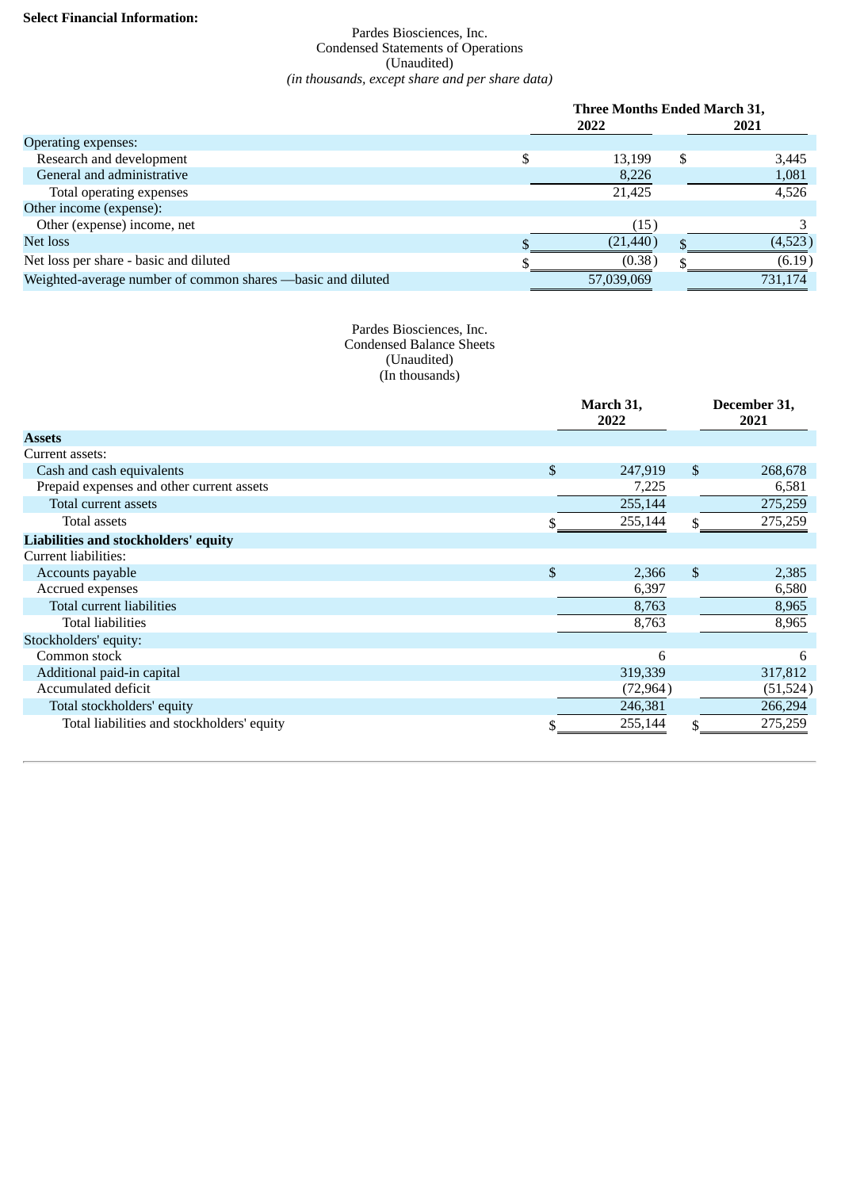**Select Financial Information:**

Pardes Biosciences, Inc.
Condensed Statements of Operations
(Unaudited)
*(in thousands, except share and per share data)*

| | Three Months Ended March 31, 2022 | Three Months Ended March 31, 2021 |
|---|---|---|
| Operating expenses: | | |
| Research and development | $ 13,199 | $ 3,445 |
| General and administrative | 8,226 | 1,081 |
| Total operating expenses | 21,425 | 4,526 |
| Other income (expense): | | |
| Other (expense) income, net | (15) | 3 |
| Net loss | $ (21,440) | $ (4,523) |
| Net loss per share - basic and diluted | $ (0.38) | $ (6.19) |
| Weighted-average number of common shares —basic and diluted | 57,039,069 | 731,174 |

Pardes Biosciences, Inc.
Condensed Balance Sheets
(Unaudited)
(In thousands)

| | March 31, 2022 | December 31, 2021 |
|---|---|---|
| **Assets** | | |
| Current assets: | | |
| Cash and cash equivalents | $ 247,919 | $ 268,678 |
| Prepaid expenses and other current assets | 7,225 | 6,581 |
| Total current assets | 255,144 | 275,259 |
| Total assets | $ 255,144 | $ 275,259 |
| **Liabilities and stockholders' equity** | | |
| Current liabilities: | | |
| Accounts payable | $ 2,366 | $ 2,385 |
| Accrued expenses | 6,397 | 6,580 |
| Total current liabilities | 8,763 | 8,965 |
| Total liabilities | 8,763 | 8,965 |
| Stockholders' equity: | | |
| Common stock | 6 | 6 |
| Additional paid-in capital | 319,339 | 317,812 |
| Accumulated deficit | (72,964) | (51,524) |
| Total stockholders' equity | 246,381 | 266,294 |
| Total liabilities and stockholders' equity | $ 255,144 | $ 275,259 |